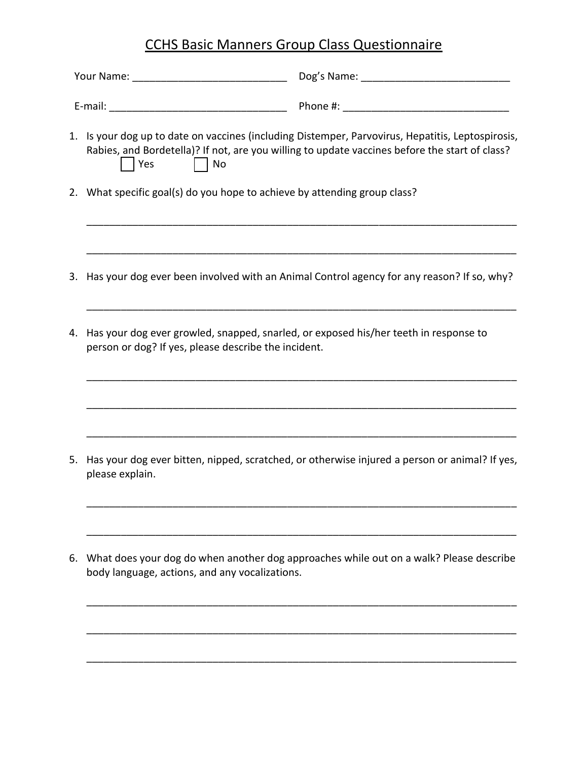# CCHS Basic Manners Group Class Questionnaire

Your Name: ___________________________ Dog's Name: __________________________

E-mail: _______________________________ Phone #: _____________________________

1. Is your dog up to date on vaccines (including Distemper, Parvovirus, Hepatitis, Leptospirosis, Rabies, and Bordetella)? If not, are you willing to update vaccines before the start of class?

   ☐ Yes ☐ No

2. What specific goal(s) do you hope to achieve by attending group class?

   ____________________________________________________________________________

   ____________________________________________________________________________

3. Has your dog ever been involved with an Animal Control agency for any reason? If so, why?

   ____________________________________________________________________________

4. Has your dog ever growled, snapped, snarled, or exposed his/her teeth in response to person or dog? If yes, please describe the incident.

   ____________________________________________________________________________

   ____________________________________________________________________________

   ____________________________________________________________________________

5. Has your dog ever bitten, nipped, scratched, or otherwise injured a person or animal? If yes, please explain.

   ____________________________________________________________________________

   ____________________________________________________________________________

6. What does your dog do when another dog approaches while out on a walk? Please describe body language, actions, and any vocalizations.

   ____________________________________________________________________________

   ____________________________________________________________________________

   ____________________________________________________________________________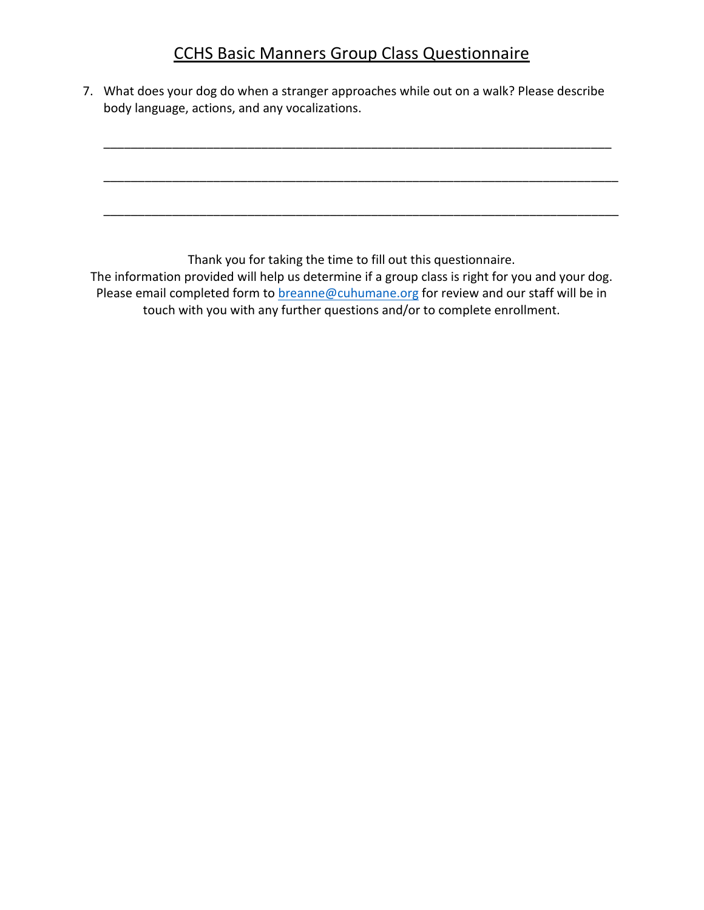# CCHS Basic Manners Group Class Questionnaire

7. What does your dog do when a stranger approaches while out on a walk? Please describe body language, actions, and any vocalizations.

\_\_\_\_\_\_\_\_\_\_\_\_\_\_\_\_\_\_\_\_\_\_\_\_\_\_\_\_\_\_\_\_\_\_\_\_\_\_\_\_\_\_\_\_\_\_\_\_\_\_\_\_\_\_\_\_\_\_\_\_\_\_\_\_\_\_\_\_\_\_\_\_\_\_\_\_

\_\_\_\_\_\_\_\_\_\_\_\_\_\_\_\_\_\_\_\_\_\_\_\_\_\_\_\_\_\_\_\_\_\_\_\_\_\_\_\_\_\_\_\_\_\_\_\_\_\_\_\_\_\_\_\_\_\_\_\_\_\_\_\_\_\_\_\_\_\_\_\_\_\_\_\_

\_\_\_\_\_\_\_\_\_\_\_\_\_\_\_\_\_\_\_\_\_\_\_\_\_\_\_\_\_\_\_\_\_\_\_\_\_\_\_\_\_\_\_\_\_\_\_\_\_\_\_\_\_\_\_\_\_\_\_\_\_\_\_\_\_\_\_\_\_\_\_\_\_\_\_\_

Thank you for taking the time to fill out this questionnaire.
The information provided will help us determine if a group class is right for you and your dog.
Please email completed form to breanne@cuhumane.org for review and our staff will be in touch with you with any further questions and/or to complete enrollment.